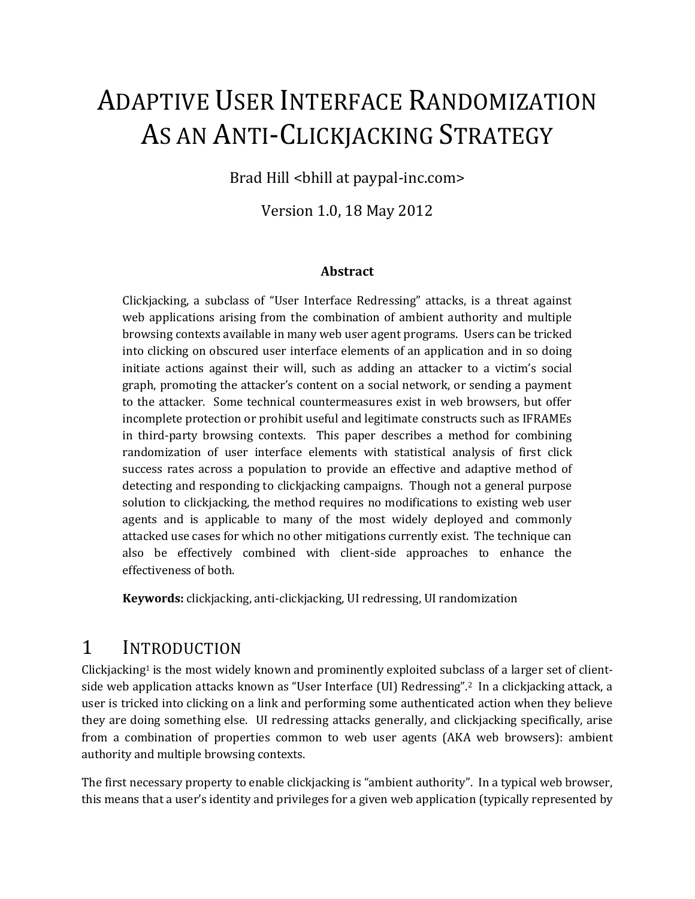# ADAPTIVE USER INTERFACE RANDOMIZATION AS AN ANTI-CLICKJACKING STRATEGY

Brad Hill <bhill at paypal-inc.com>

Version 1.0, 18 May 2012

**Abstract**

Clickjacking, a subclass of "User Interface Redressing" attacks, is a threat against web applications arising from the combination of ambient authority and multiple browsing contexts available in many web user agent programs. Users can be tricked into clicking on obscured user interface elements of an application and in so doing initiate actions against their will, such as adding an attacker to a victim's social graph, promoting the attacker's content on a social network, or sending a payment to the attacker. Some technical countermeasures exist in web browsers, but offer incomplete protection or prohibit useful and legitimate constructs such as IFRAMEs in third-party browsing contexts. This paper describes a method for combining randomization of user interface elements with statistical analysis of first click success rates across a population to provide an effective and adaptive method of detecting and responding to clickjacking campaigns. Though not a general purpose solution to clickjacking, the method requires no modifications to existing web user agents and is applicable to many of the most widely deployed and commonly attacked use cases for which no other mitigations currently exist. The technique can also be effectively combined with client-side approaches to enhance the effectiveness of both.

**Keywords:** clickjacking, anti-clickjacking, UI redressing, UI randomization

## 1 INTRODUCTION

Clickjacking[1] is the most widely known and prominently exploited subclass of a larger set of client-side web application attacks known as "User Interface (UI) Redressing".[2] In a clickjacking attack, a user is tricked into clicking on a link and performing some authenticated action when they believe they are doing something else. UI redressing attacks generally, and clickjacking specifically, arise from a combination of properties common to web user agents (AKA web browsers): ambient authority and multiple browsing contexts.

The first necessary property to enable clickjacking is "ambient authority". In a typical web browser, this means that a user's identity and privileges for a given web application (typically represented by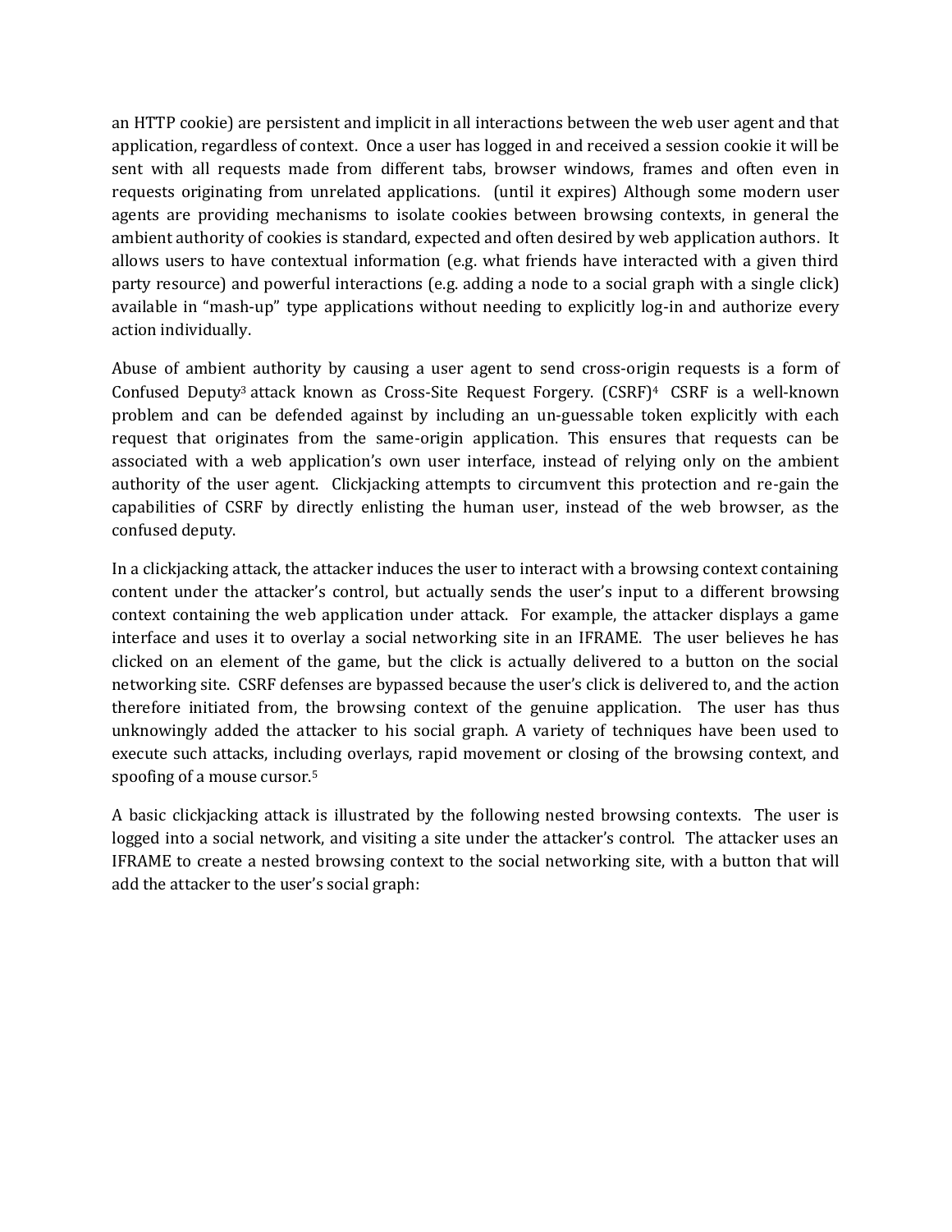an HTTP cookie) are persistent and implicit in all interactions between the web user agent and that application, regardless of context. Once a user has logged in and received a session cookie it will be sent with all requests made from different tabs, browser windows, frames and often even in requests originating from unrelated applications. (until it expires) Although some modern user agents are providing mechanisms to isolate cookies between browsing contexts, in general the ambient authority of cookies is standard, expected and often desired by web application authors. It allows users to have contextual information (e.g. what friends have interacted with a given third party resource) and powerful interactions (e.g. adding a node to a social graph with a single click) available in "mash-up" type applications without needing to explicitly log-in and authorize every action individually.

Abuse of ambient authority by causing a user agent to send cross-origin requests is a form of Confused Deputy[3] attack known as Cross-Site Request Forgery. (CSRF)[4] CSRF is a well-known problem and can be defended against by including an un-guessable token explicitly with each request that originates from the same-origin application. This ensures that requests can be associated with a web application's own user interface, instead of relying only on the ambient authority of the user agent. Clickjacking attempts to circumvent this protection and re-gain the capabilities of CSRF by directly enlisting the human user, instead of the web browser, as the confused deputy.

In a clickjacking attack, the attacker induces the user to interact with a browsing context containing content under the attacker's control, but actually sends the user's input to a different browsing context containing the web application under attack. For example, the attacker displays a game interface and uses it to overlay a social networking site in an IFRAME. The user believes he has clicked on an element of the game, but the click is actually delivered to a button on the social networking site. CSRF defenses are bypassed because the user's click is delivered to, and the action therefore initiated from, the browsing context of the genuine application. The user has thus unknowingly added the attacker to his social graph. A variety of techniques have been used to execute such attacks, including overlays, rapid movement or closing of the browsing context, and spoofing of a mouse cursor.[5]

A basic clickjacking attack is illustrated by the following nested browsing contexts. The user is logged into a social network, and visiting a site under the attacker's control. The attacker uses an IFRAME to create a nested browsing context to the social networking site, with a button that will add the attacker to the user's social graph: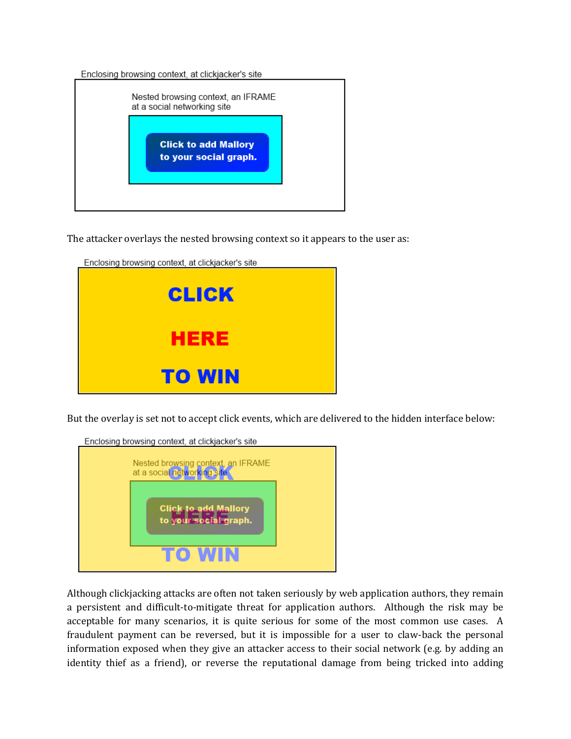Enclosing browsing context, at clickjacker's site

Nested browsing context, an IFRAME at a social networking site

Click to add Mallory to your social graph.

The attacker overlays the nested browsing context so it appears to the user as:

Enclosing browsing context, at clickjacker's site

CLICK

HERE

TO WIN

But the overlay is set not to accept click events, which are delivered to the hidden interface below:

Enclosing browsing context, at clickjacker's site

Nested browsing context, an IFRAME at a social networking site

Click to add Mallory to your social graph.

CLICK HERE TO WIN

Although clickjacking attacks are often not taken seriously by web application authors, they remain a persistent and difficult-to-mitigate threat for application authors. Although the risk may be acceptable for many scenarios, it is quite serious for some of the most common use cases. A fraudulent payment can be reversed, but it is impossible for a user to claw-back the personal information exposed when they give an attacker access to their social network (e.g. by adding an identity thief as a friend), or reverse the reputational damage from being tricked into adding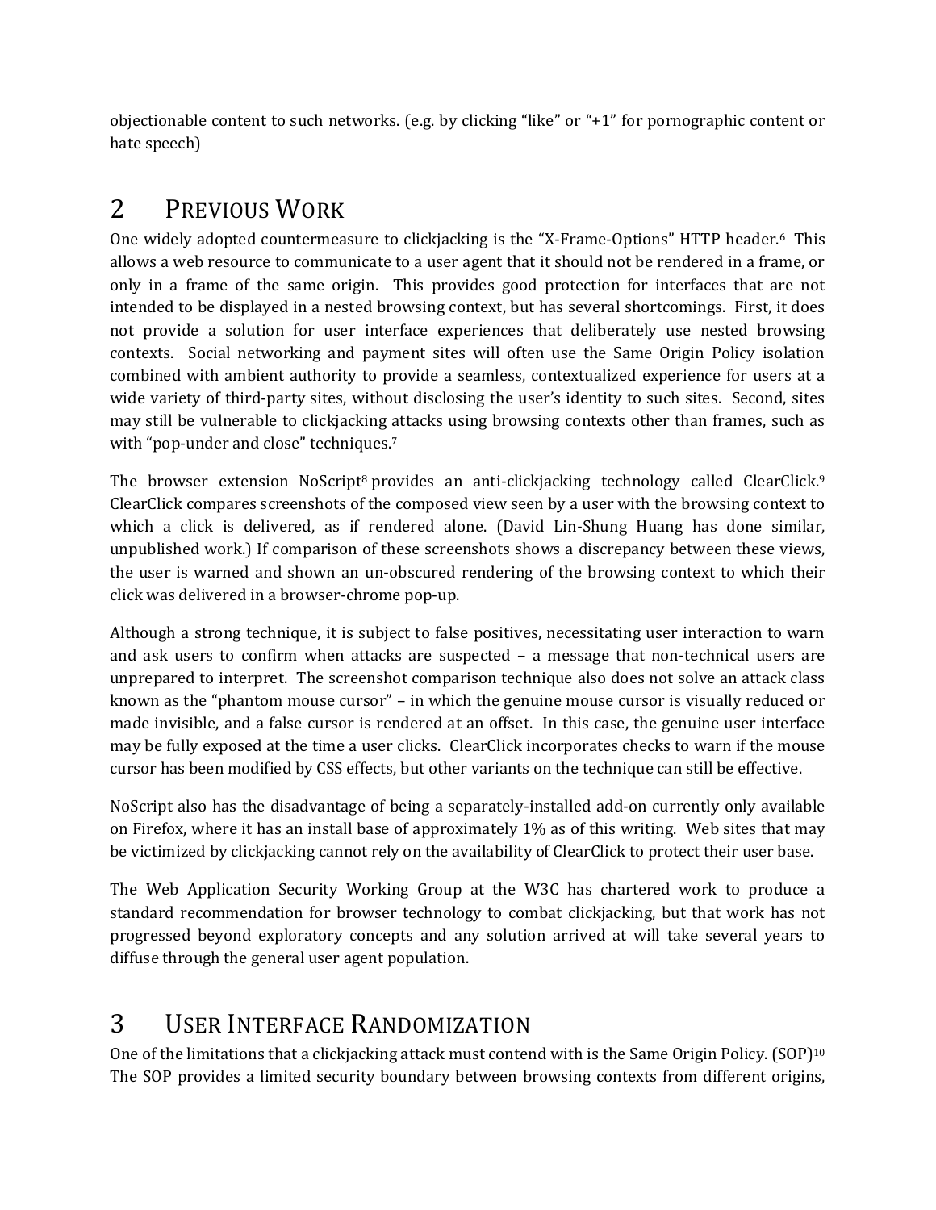objectionable content to such networks. (e.g. by clicking "like" or "+1" for pornographic content or hate speech)

# 2 Previous Work

One widely adopted countermeasure to clickjacking is the "X-Frame-Options" HTTP header.[6] This allows a web resource to communicate to a user agent that it should not be rendered in a frame, or only in a frame of the same origin. This provides good protection for interfaces that are not intended to be displayed in a nested browsing context, but has several shortcomings. First, it does not provide a solution for user interface experiences that deliberately use nested browsing contexts. Social networking and payment sites will often use the Same Origin Policy isolation combined with ambient authority to provide a seamless, contextualized experience for users at a wide variety of third-party sites, without disclosing the user's identity to such sites. Second, sites may still be vulnerable to clickjacking attacks using browsing contexts other than frames, such as with "pop-under and close" techniques.[7]

The browser extension NoScript[8] provides an anti-clickjacking technology called ClearClick.[9] ClearClick compares screenshots of the composed view seen by a user with the browsing context to which a click is delivered, as if rendered alone. (David Lin-Shung Huang has done similar, unpublished work.) If comparison of these screenshots shows a discrepancy between these views, the user is warned and shown an un-obscured rendering of the browsing context to which their click was delivered in a browser-chrome pop-up.

Although a strong technique, it is subject to false positives, necessitating user interaction to warn and ask users to confirm when attacks are suspected – a message that non-technical users are unprepared to interpret. The screenshot comparison technique also does not solve an attack class known as the "phantom mouse cursor" – in which the genuine mouse cursor is visually reduced or made invisible, and a false cursor is rendered at an offset. In this case, the genuine user interface may be fully exposed at the time a user clicks. ClearClick incorporates checks to warn if the mouse cursor has been modified by CSS effects, but other variants on the technique can still be effective.

NoScript also has the disadvantage of being a separately-installed add-on currently only available on Firefox, where it has an install base of approximately 1% as of this writing. Web sites that may be victimized by clickjacking cannot rely on the availability of ClearClick to protect their user base.

The Web Application Security Working Group at the W3C has chartered work to produce a standard recommendation for browser technology to combat clickjacking, but that work has not progressed beyond exploratory concepts and any solution arrived at will take several years to diffuse through the general user agent population.

# 3 User Interface Randomization

One of the limitations that a clickjacking attack must contend with is the Same Origin Policy. (SOP)[10] The SOP provides a limited security boundary between browsing contexts from different origins,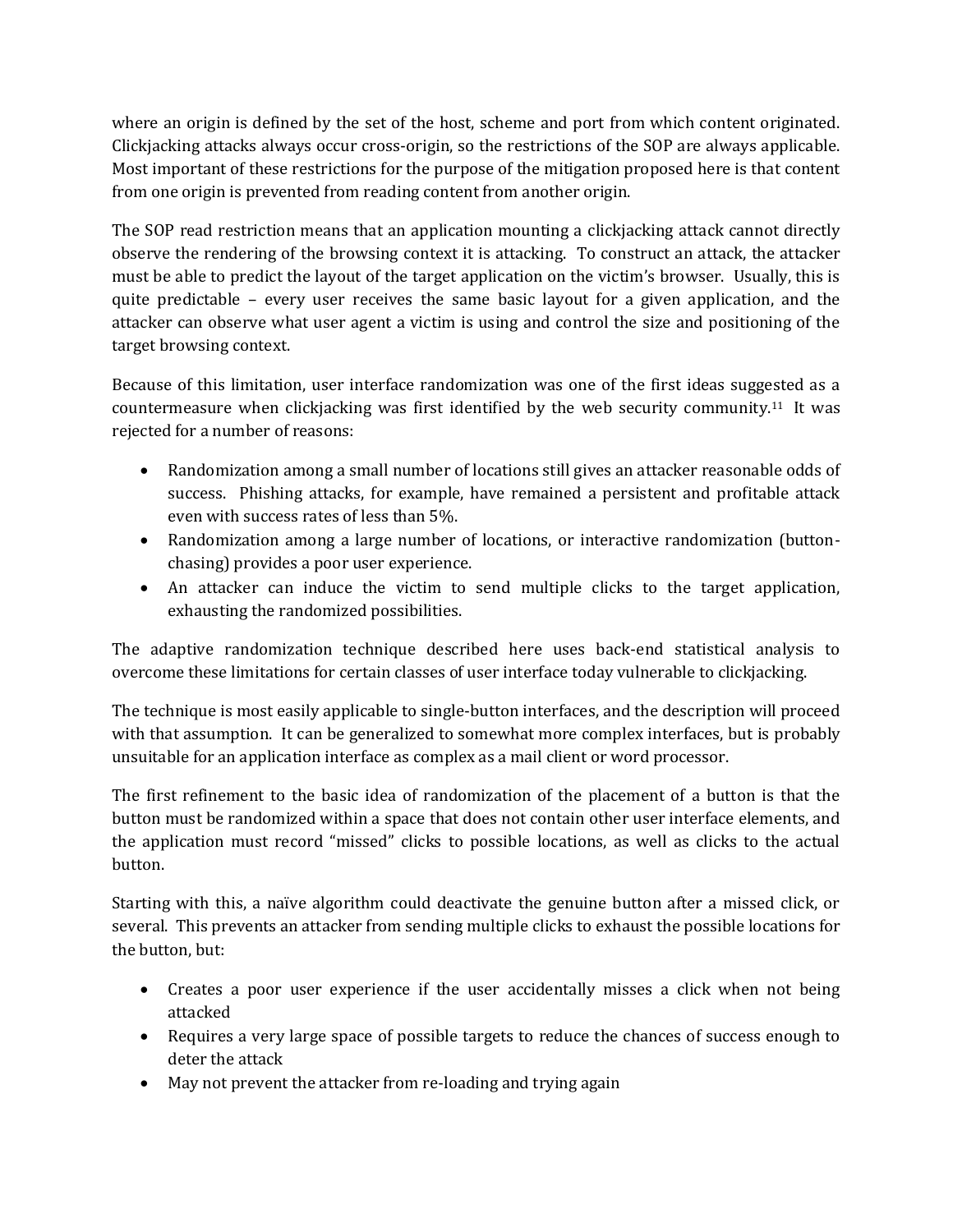where an origin is defined by the set of the host, scheme and port from which content originated. Clickjacking attacks always occur cross-origin, so the restrictions of the SOP are always applicable. Most important of these restrictions for the purpose of the mitigation proposed here is that content from one origin is prevented from reading content from another origin.

The SOP read restriction means that an application mounting a clickjacking attack cannot directly observe the rendering of the browsing context it is attacking. To construct an attack, the attacker must be able to predict the layout of the target application on the victim's browser. Usually, this is quite predictable – every user receives the same basic layout for a given application, and the attacker can observe what user agent a victim is using and control the size and positioning of the target browsing context.

Because of this limitation, user interface randomization was one of the first ideas suggested as a countermeasure when clickjacking was first identified by the web security community.[11] It was rejected for a number of reasons:

- Randomization among a small number of locations still gives an attacker reasonable odds of success. Phishing attacks, for example, have remained a persistent and profitable attack even with success rates of less than 5%.
- Randomization among a large number of locations, or interactive randomization (button-chasing) provides a poor user experience.
- An attacker can induce the victim to send multiple clicks to the target application, exhausting the randomized possibilities.

The adaptive randomization technique described here uses back-end statistical analysis to overcome these limitations for certain classes of user interface today vulnerable to clickjacking.

The technique is most easily applicable to single-button interfaces, and the description will proceed with that assumption. It can be generalized to somewhat more complex interfaces, but is probably unsuitable for an application interface as complex as a mail client or word processor.

The first refinement to the basic idea of randomization of the placement of a button is that the button must be randomized within a space that does not contain other user interface elements, and the application must record "missed" clicks to possible locations, as well as clicks to the actual button.

Starting with this, a naïve algorithm could deactivate the genuine button after a missed click, or several. This prevents an attacker from sending multiple clicks to exhaust the possible locations for the button, but:

- Creates a poor user experience if the user accidentally misses a click when not being attacked
- Requires a very large space of possible targets to reduce the chances of success enough to deter the attack
- May not prevent the attacker from re-loading and trying again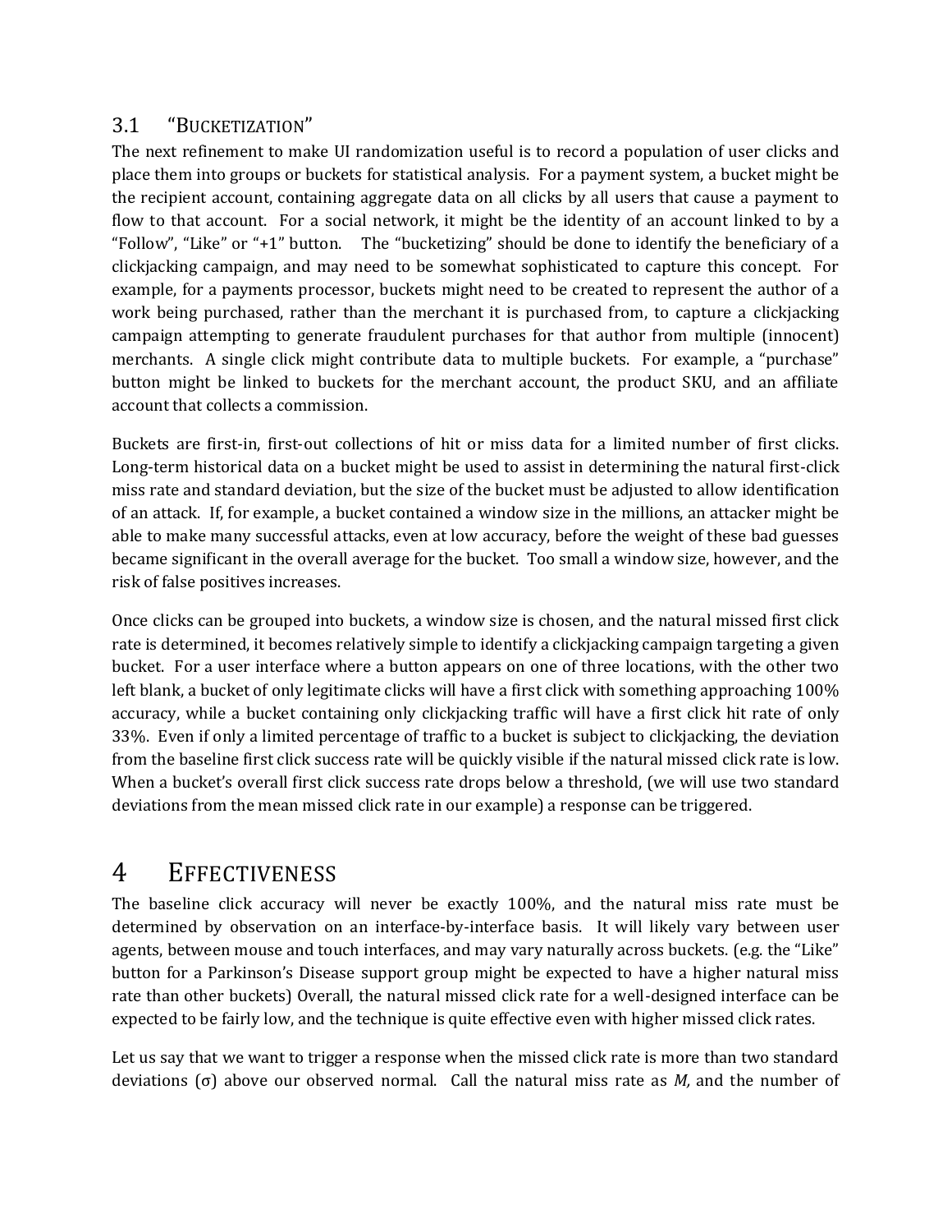### 3.1 "Bucketization"

The next refinement to make UI randomization useful is to record a population of user clicks and place them into groups or buckets for statistical analysis. For a payment system, a bucket might be the recipient account, containing aggregate data on all clicks by all users that cause a payment to flow to that account. For a social network, it might be the identity of an account linked to by a "Follow", "Like" or "+1" button. The "bucketizing" should be done to identify the beneficiary of a clickjacking campaign, and may need to be somewhat sophisticated to capture this concept. For example, for a payments processor, buckets might need to be created to represent the author of a work being purchased, rather than the merchant it is purchased from, to capture a clickjacking campaign attempting to generate fraudulent purchases for that author from multiple (innocent) merchants. A single click might contribute data to multiple buckets. For example, a "purchase" button might be linked to buckets for the merchant account, the product SKU, and an affiliate account that collects a commission.

Buckets are first-in, first-out collections of hit or miss data for a limited number of first clicks. Long-term historical data on a bucket might be used to assist in determining the natural first-click miss rate and standard deviation, but the size of the bucket must be adjusted to allow identification of an attack. If, for example, a bucket contained a window size in the millions, an attacker might be able to make many successful attacks, even at low accuracy, before the weight of these bad guesses became significant in the overall average for the bucket. Too small a window size, however, and the risk of false positives increases.

Once clicks can be grouped into buckets, a window size is chosen, and the natural missed first click rate is determined, it becomes relatively simple to identify a clickjacking campaign targeting a given bucket. For a user interface where a button appears on one of three locations, with the other two left blank, a bucket of only legitimate clicks will have a first click with something approaching 100% accuracy, while a bucket containing only clickjacking traffic will have a first click hit rate of only 33%. Even if only a limited percentage of traffic to a bucket is subject to clickjacking, the deviation from the baseline first click success rate will be quickly visible if the natural missed click rate is low. When a bucket's overall first click success rate drops below a threshold, (we will use two standard deviations from the mean missed click rate in our example) a response can be triggered.

# 4 Effectiveness

The baseline click accuracy will never be exactly 100%, and the natural miss rate must be determined by observation on an interface-by-interface basis. It will likely vary between user agents, between mouse and touch interfaces, and may vary naturally across buckets. (e.g. the "Like" button for a Parkinson's Disease support group might be expected to have a higher natural miss rate than other buckets) Overall, the natural missed click rate for a well-designed interface can be expected to be fairly low, and the technique is quite effective even with higher missed click rates.

Let us say that we want to trigger a response when the missed click rate is more than two standard deviations ($\sigma$) above our observed normal. Call the natural miss rate as $M$, and the number of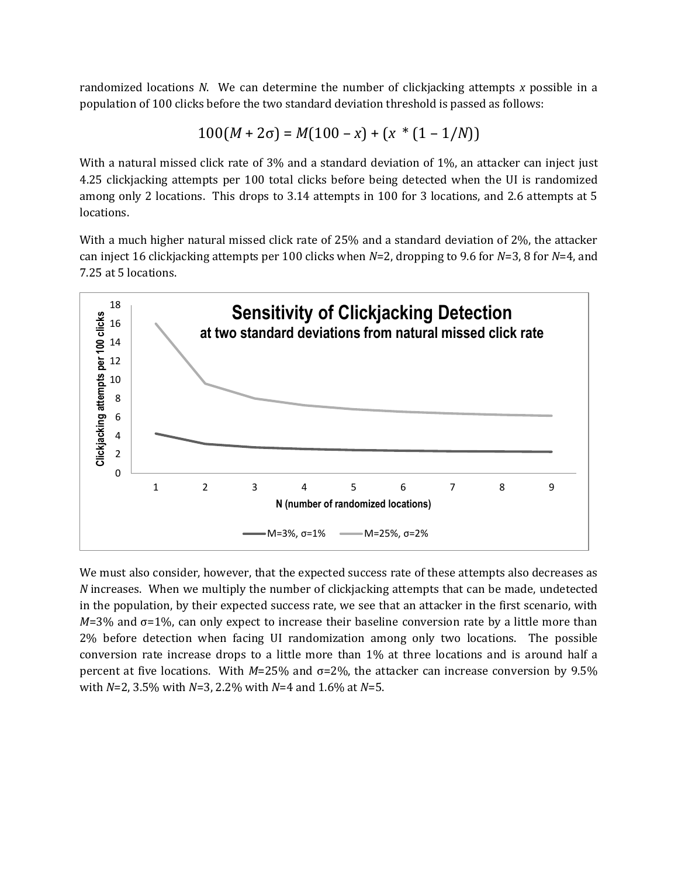randomized locations $N$. We can determine the number of clickjacking attempts $x$ possible in a population of 100 clicks before the two standard deviation threshold is passed as follows:

$$100(M + 2\sigma) = M(100 - x) + (x * (1 - 1/N))$$

With a natural missed click rate of 3% and a standard deviation of 1%, an attacker can inject just 4.25 clickjacking attempts per 100 total clicks before being detected when the UI is randomized among only 2 locations. This drops to 3.14 attempts in 100 for 3 locations, and 2.6 attempts at 5 locations.

With a much higher natural missed click rate of 25% and a standard deviation of 2%, the attacker can inject 16 clickjacking attempts per 100 clicks when $N$=2, dropping to 9.6 for $N$=3, 8 for $N$=4, and 7.25 at 5 locations.

We must also consider, however, that the expected success rate of these attempts also decreases as $N$ increases. When we multiply the number of clickjacking attempts that can be made, undetected in the population, by their expected success rate, we see that an attacker in the first scenario, with $M$=3% and $\sigma$=1%, can only expect to increase their baseline conversion rate by a little more than 2% before detection when facing UI randomization among only two locations. The possible conversion rate increase drops to a little more than 1% at three locations and is around half a percent at five locations. With $M$=25% and $\sigma$=2%, the attacker can increase conversion by 9.5% with $N$=2, 3.5% with $N$=3, 2.2% with $N$=4 and 1.6% at $N$=5.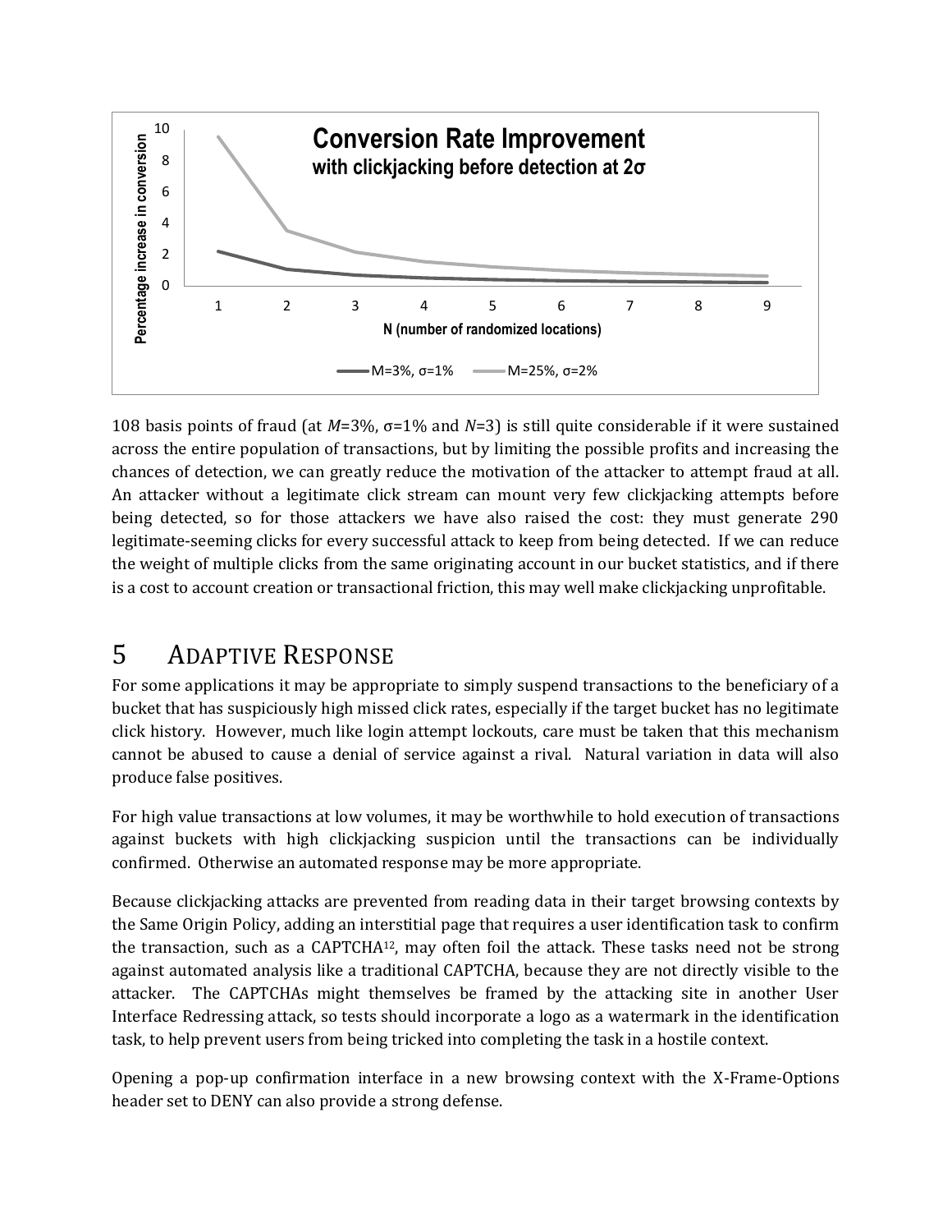108 basis points of fraud (at $M$=3%, $\sigma$=1% and $N$=3) is still quite considerable if it were sustained across the entire population of transactions, but by limiting the possible profits and increasing the chances of detection, we can greatly reduce the motivation of the attacker to attempt fraud at all. An attacker without a legitimate click stream can mount very few clickjacking attempts before being detected, so for those attackers we have also raised the cost: they must generate 290 legitimate-seeming clicks for every successful attack to keep from being detected. If we can reduce the weight of multiple clicks from the same originating account in our bucket statistics, and if there is a cost to account creation or transactional friction, this may well make clickjacking unprofitable.

# 5 Adaptive Response

For some applications it may be appropriate to simply suspend transactions to the beneficiary of a bucket that has suspiciously high missed click rates, especially if the target bucket has no legitimate click history. However, much like login attempt lockouts, care must be taken that this mechanism cannot be abused to cause a denial of service against a rival. Natural variation in data will also produce false positives.

For high value transactions at low volumes, it may be worthwhile to hold execution of transactions against buckets with high clickjacking suspicion until the transactions can be individually confirmed. Otherwise an automated response may be more appropriate.

Because clickjacking attacks are prevented from reading data in their target browsing contexts by the Same Origin Policy, adding an interstitial page that requires a user identification task to confirm the transaction, such as a CAPTCHA[12], may often foil the attack. These tasks need not be strong against automated analysis like a traditional CAPTCHA, because they are not directly visible to the attacker. The CAPTCHAs might themselves be framed by the attacking site in another User Interface Redressing attack, so tests should incorporate a logo as a watermark in the identification task, to help prevent users from being tricked into completing the task in a hostile context.

Opening a pop-up confirmation interface in a new browsing context with the X-Frame-Options header set to DENY can also provide a strong defense.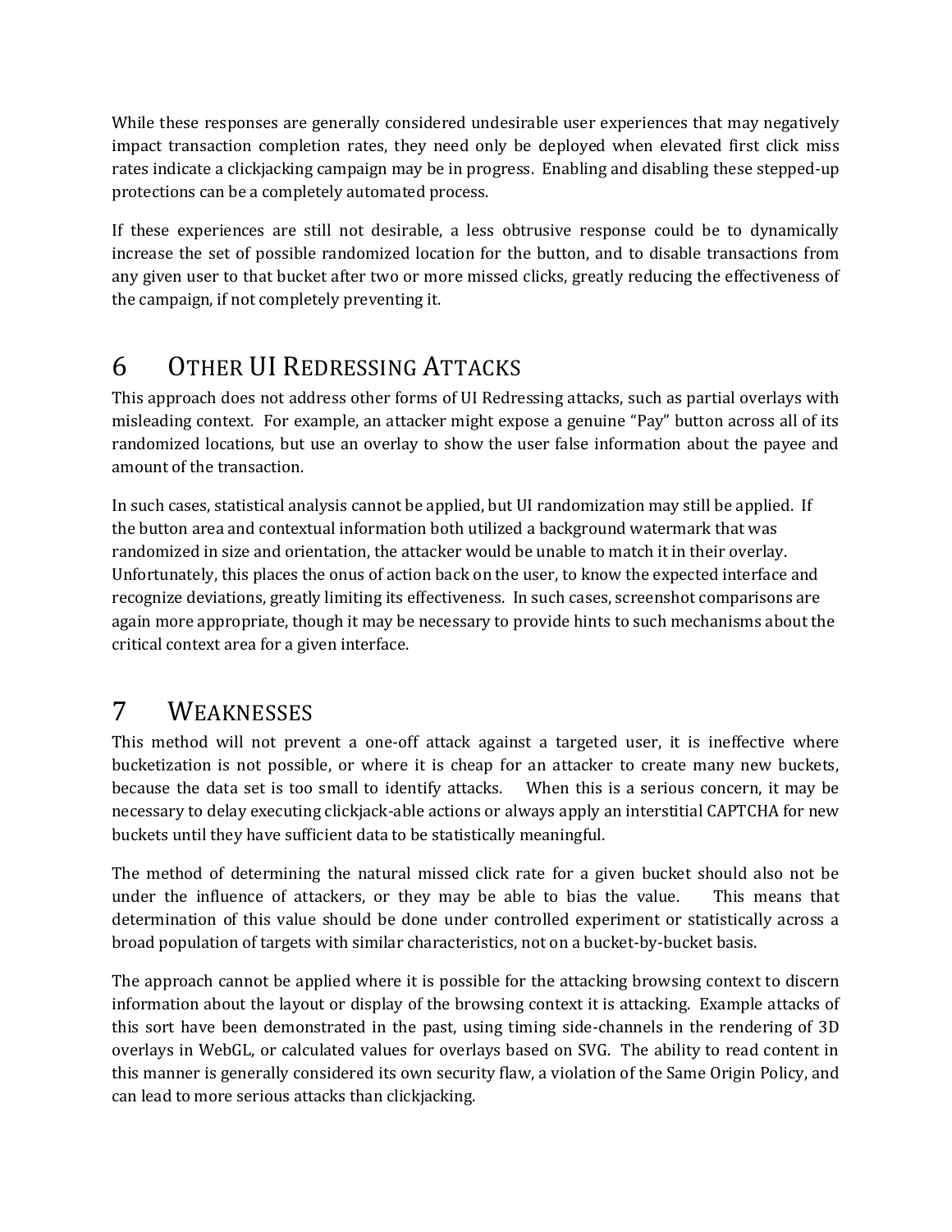While these responses are generally considered undesirable user experiences that may negatively impact transaction completion rates, they need only be deployed when elevated first click miss rates indicate a clickjacking campaign may be in progress. Enabling and disabling these stepped-up protections can be a completely automated process.

If these experiences are still not desirable, a less obtrusive response could be to dynamically increase the set of possible randomized location for the button, and to disable transactions from any given user to that bucket after two or more missed clicks, greatly reducing the effectiveness of the campaign, if not completely preventing it.

# 6 Other UI Redressing Attacks

This approach does not address other forms of UI Redressing attacks, such as partial overlays with misleading context. For example, an attacker might expose a genuine "Pay" button across all of its randomized locations, but use an overlay to show the user false information about the payee and amount of the transaction.

In such cases, statistical analysis cannot be applied, but UI randomization may still be applied. If the button area and contextual information both utilized a background watermark that was randomized in size and orientation, the attacker would be unable to match it in their overlay. Unfortunately, this places the onus of action back on the user, to know the expected interface and recognize deviations, greatly limiting its effectiveness. In such cases, screenshot comparisons are again more appropriate, though it may be necessary to provide hints to such mechanisms about the critical context area for a given interface.

# 7 Weaknesses

This method will not prevent a one-off attack against a targeted user, it is ineffective where bucketization is not possible, or where it is cheap for an attacker to create many new buckets, because the data set is too small to identify attacks. When this is a serious concern, it may be necessary to delay executing clickjack-able actions or always apply an interstitial CAPTCHA for new buckets until they have sufficient data to be statistically meaningful.

The method of determining the natural missed click rate for a given bucket should also not be under the influence of attackers, or they may be able to bias the value. This means that determination of this value should be done under controlled experiment or statistically across a broad population of targets with similar characteristics, not on a bucket-by-bucket basis.

The approach cannot be applied where it is possible for the attacking browsing context to discern information about the layout or display of the browsing context it is attacking. Example attacks of this sort have been demonstrated in the past, using timing side-channels in the rendering of 3D overlays in WebGL, or calculated values for overlays based on SVG. The ability to read content in this manner is generally considered its own security flaw, a violation of the Same Origin Policy, and can lead to more serious attacks than clickjacking.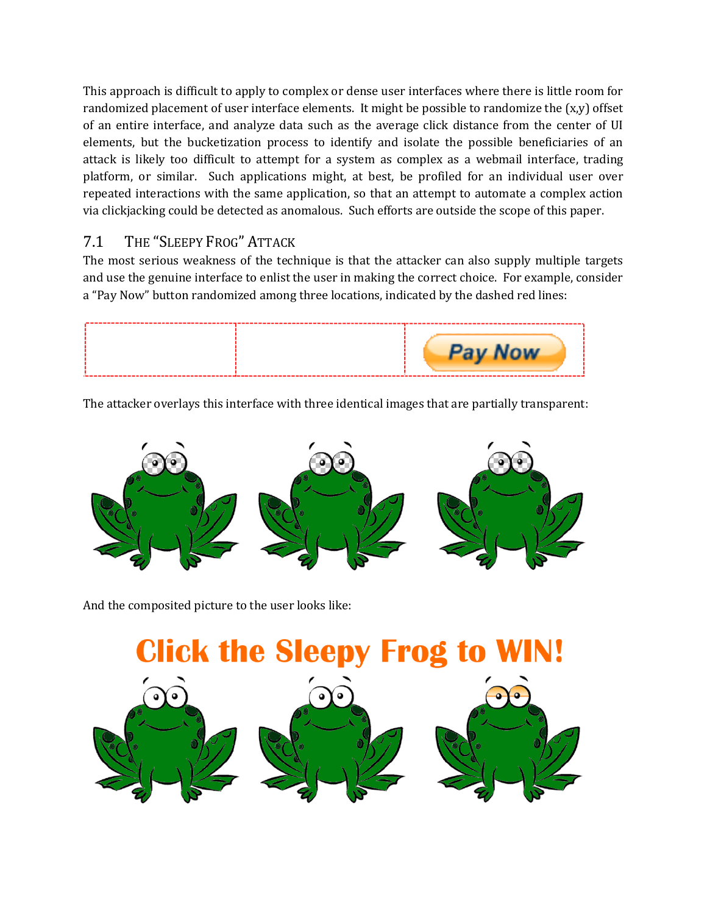This approach is difficult to apply to complex or dense user interfaces where there is little room for randomized placement of user interface elements. It might be possible to randomize the (x,y) offset of an entire interface, and analyze data such as the average click distance from the center of UI elements, but the bucketization process to identify and isolate the possible beneficiaries of an attack is likely too difficult to attempt for a system as complex as a webmail interface, trading platform, or similar. Such applications might, at best, be profiled for an individual user over repeated interactions with the same application, so that an attempt to automate a complex action via clickjacking could be detected as anomalous. Such efforts are outside the scope of this paper.

## 7.1 The "Sleepy Frog" Attack

The most serious weakness of the technique is that the attacker can also supply multiple targets and use the genuine interface to enlist the user in making the correct choice. For example, consider a "Pay Now" button randomized among three locations, indicated by the dashed red lines:

The attacker overlays this interface with three identical images that are partially transparent:

And the composited picture to the user looks like: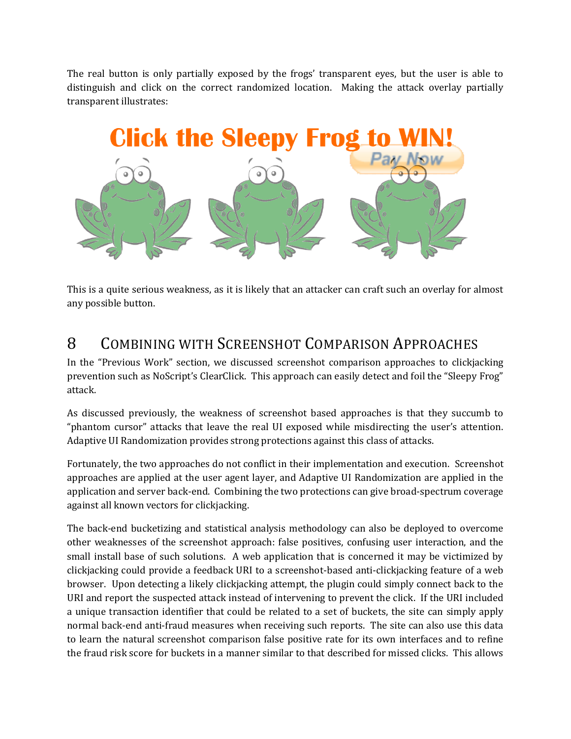The real button is only partially exposed by the frogs' transparent eyes, but the user is able to distinguish and click on the correct randomized location. Making the attack overlay partially transparent illustrates:

This is a quite serious weakness, as it is likely that an attacker can craft such an overlay for almost any possible button.

# 8 COMBINING WITH SCREENSHOT COMPARISON APPROACHES

In the "Previous Work" section, we discussed screenshot comparison approaches to clickjacking prevention such as NoScript's ClearClick. This approach can easily detect and foil the "Sleepy Frog" attack.

As discussed previously, the weakness of screenshot based approaches is that they succumb to "phantom cursor" attacks that leave the real UI exposed while misdirecting the user's attention. Adaptive UI Randomization provides strong protections against this class of attacks.

Fortunately, the two approaches do not conflict in their implementation and execution. Screenshot approaches are applied at the user agent layer, and Adaptive UI Randomization are applied in the application and server back-end. Combining the two protections can give broad-spectrum coverage against all known vectors for clickjacking.

The back-end bucketizing and statistical analysis methodology can also be deployed to overcome other weaknesses of the screenshot approach: false positives, confusing user interaction, and the small install base of such solutions. A web application that is concerned it may be victimized by clickjacking could provide a feedback URI to a screenshot-based anti-clickjacking feature of a web browser. Upon detecting a likely clickjacking attempt, the plugin could simply connect back to the URI and report the suspected attack instead of intervening to prevent the click. If the URI included a unique transaction identifier that could be related to a set of buckets, the site can simply apply normal back-end anti-fraud measures when receiving such reports. The site can also use this data to learn the natural screenshot comparison false positive rate for its own interfaces and to refine the fraud risk score for buckets in a manner similar to that described for missed clicks. This allows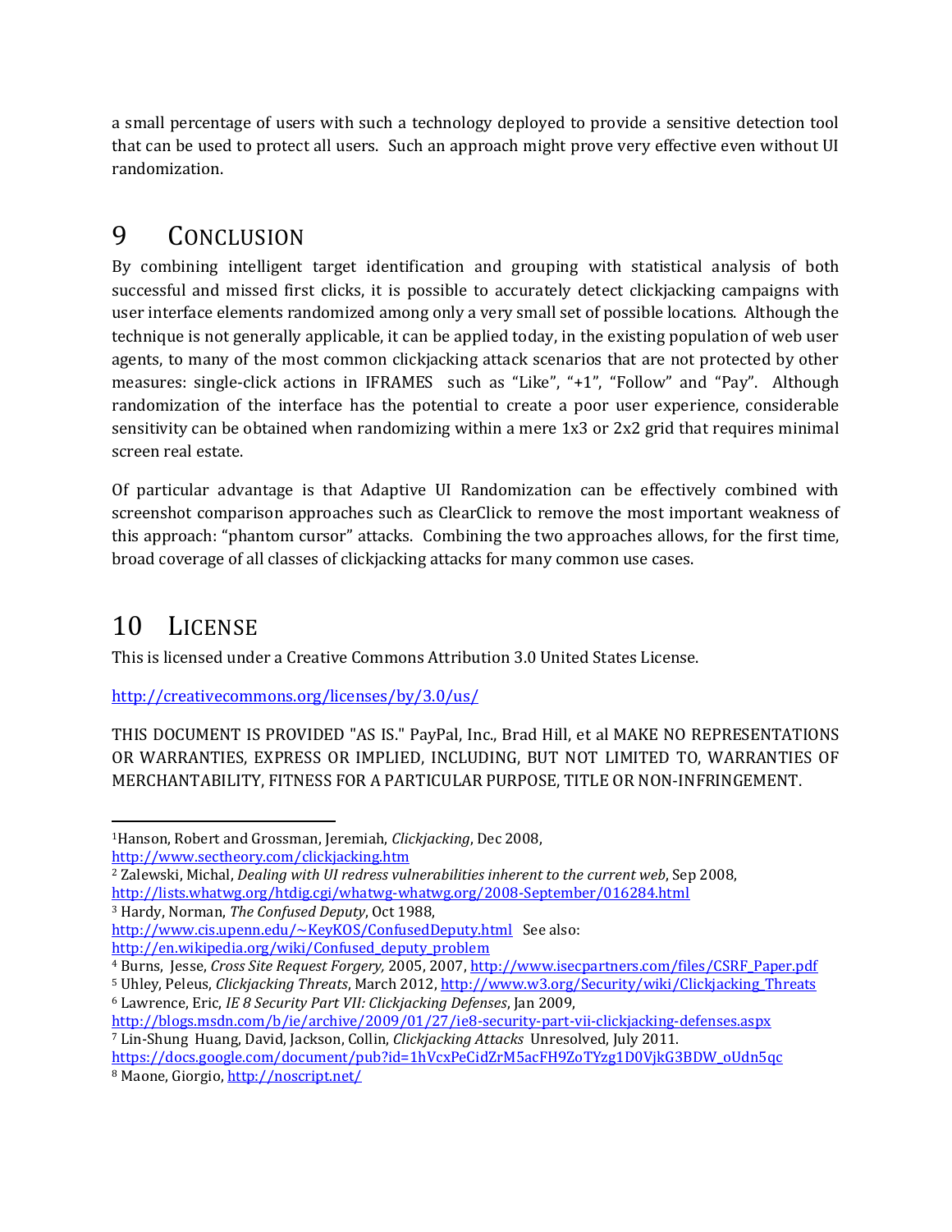a small percentage of users with such a technology deployed to provide a sensitive detection tool that can be used to protect all users. Such an approach might prove very effective even without UI randomization.

# 9 Conclusion

By combining intelligent target identification and grouping with statistical analysis of both successful and missed first clicks, it is possible to accurately detect clickjacking campaigns with user interface elements randomized among only a very small set of possible locations. Although the technique is not generally applicable, it can be applied today, in the existing population of web user agents, to many of the most common clickjacking attack scenarios that are not protected by other measures: single-click actions in IFRAMES such as "Like", "+1", "Follow" and "Pay". Although randomization of the interface has the potential to create a poor user experience, considerable sensitivity can be obtained when randomizing within a mere 1x3 or 2x2 grid that requires minimal screen real estate.

Of particular advantage is that Adaptive UI Randomization can be effectively combined with screenshot comparison approaches such as ClearClick to remove the most important weakness of this approach: "phantom cursor" attacks. Combining the two approaches allows, for the first time, broad coverage of all classes of clickjacking attacks for many common use cases.

# 10 License

This is licensed under a Creative Commons Attribution 3.0 United States License.

http://creativecommons.org/licenses/by/3.0/us/

THIS DOCUMENT IS PROVIDED "AS IS." PayPal, Inc., Brad Hill, et al MAKE NO REPRESENTATIONS OR WARRANTIES, EXPRESS OR IMPLIED, INCLUDING, BUT NOT LIMITED TO, WARRANTIES OF MERCHANTABILITY, FITNESS FOR A PARTICULAR PURPOSE, TITLE OR NON-INFRINGEMENT.

---

[1] Hanson, Robert and Grossman, Jeremiah, *Clickjacking*, Dec 2008, http://www.sectheory.com/clickjacking.htm

[2] Zalewski, Michal, *Dealing with UI redress vulnerabilities inherent to the current web*, Sep 2008, http://lists.whatwg.org/htdig.cgi/whatwg-whatwg.org/2008-September/016284.html

[3] Hardy, Norman, *The Confused Deputy*, Oct 1988, http://www.cis.upenn.edu/~KeyKOS/ConfusedDeputy.html See also: http://en.wikipedia.org/wiki/Confused_deputy_problem

[4] Burns, Jesse, *Cross Site Request Forgery,* 2005, 2007, http://www.isecpartners.com/files/CSRF_Paper.pdf

[5] Uhley, Peleus, *Clickjacking Threats*, March 2012, http://www.w3.org/Security/wiki/Clickjacking_Threats

[6] Lawrence, Eric, *IE 8 Security Part VII: Clickjacking Defenses*, Jan 2009, http://blogs.msdn.com/b/ie/archive/2009/01/27/ie8-security-part-vii-clickjacking-defenses.aspx

[7] Lin-Shung Huang, David, Jackson, Collin, *Clickjacking Attacks* Unresolved, July 2011. https://docs.google.com/document/pub?id=1hVcxPeCidZrM5acFH9ZoTYzg1D0VjkG3BDW_oUdn5qc

[8] Maone, Giorgio, http://noscript.net/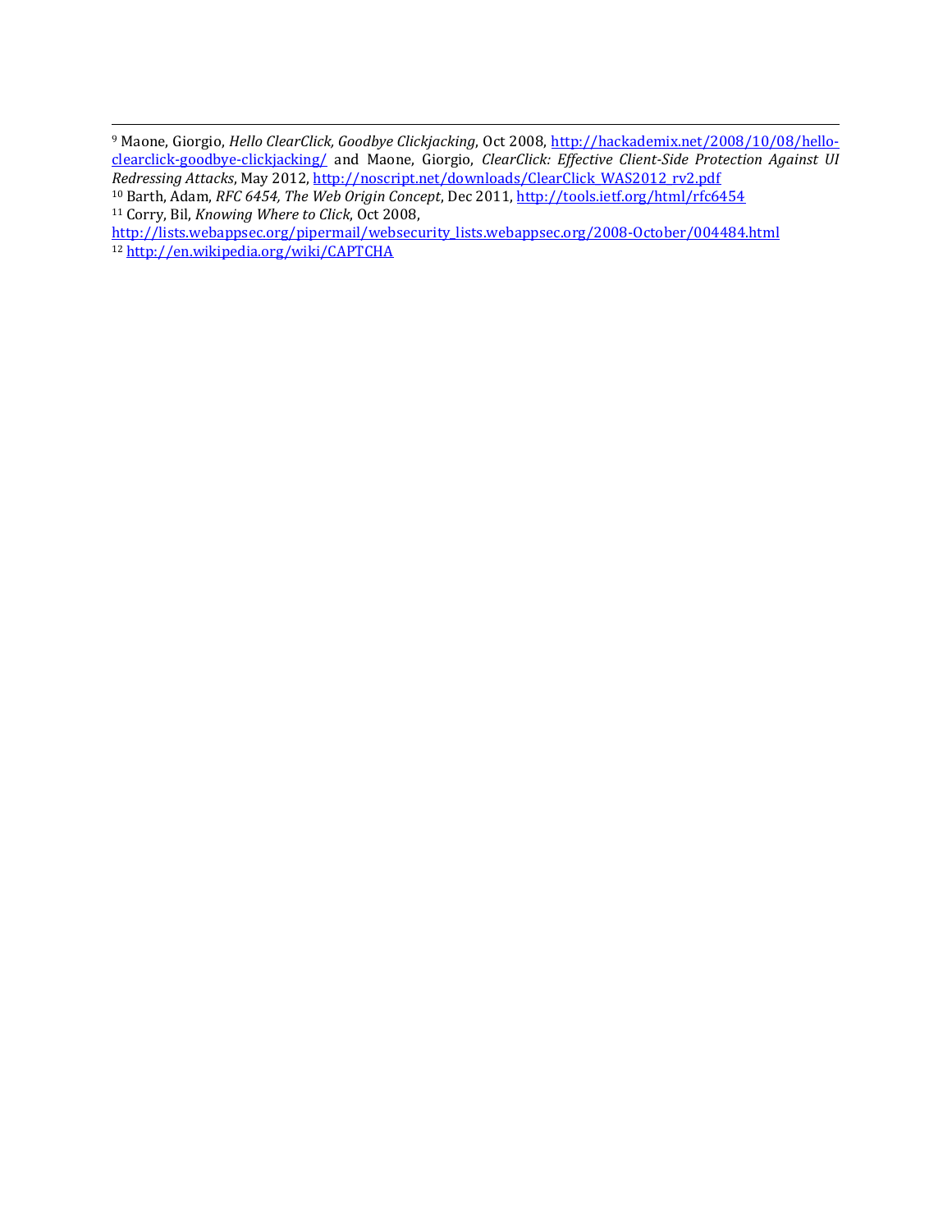---

[9] Maone, Giorgio, *Hello ClearClick, Goodbye Clickjacking*, Oct 2008, http://hackademix.net/2008/10/08/hello-clearclick-goodbye-clickjacking/ and Maone, Giorgio, *ClearClick: Effective Client-Side Protection Against UI Redressing Attacks*, May 2012, http://noscript.net/downloads/ClearClick_WAS2012_rv2.pdf

[10] Barth, Adam, *RFC 6454, The Web Origin Concept*, Dec 2011, http://tools.ietf.org/html/rfc6454

[11] Corry, Bil, *Knowing Where to Click*, Oct 2008, http://lists.webappsec.org/pipermail/websecurity_lists.webappsec.org/2008-October/004484.html

[12] http://en.wikipedia.org/wiki/CAPTCHA